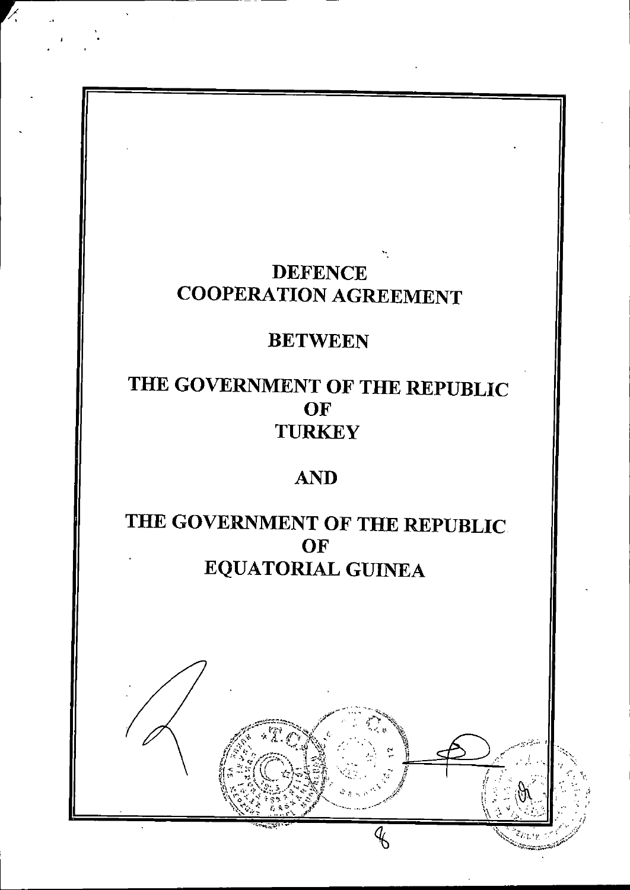# DEFENCE COOPERATION AGREEMENT

## BETWEEN

## THE GOVERNMENT OF THE REPUBLIC OF TURKEY

## AND

## THE GOVERNMENT OF THE REPUBLIC OF EQUATORIAL GUINEA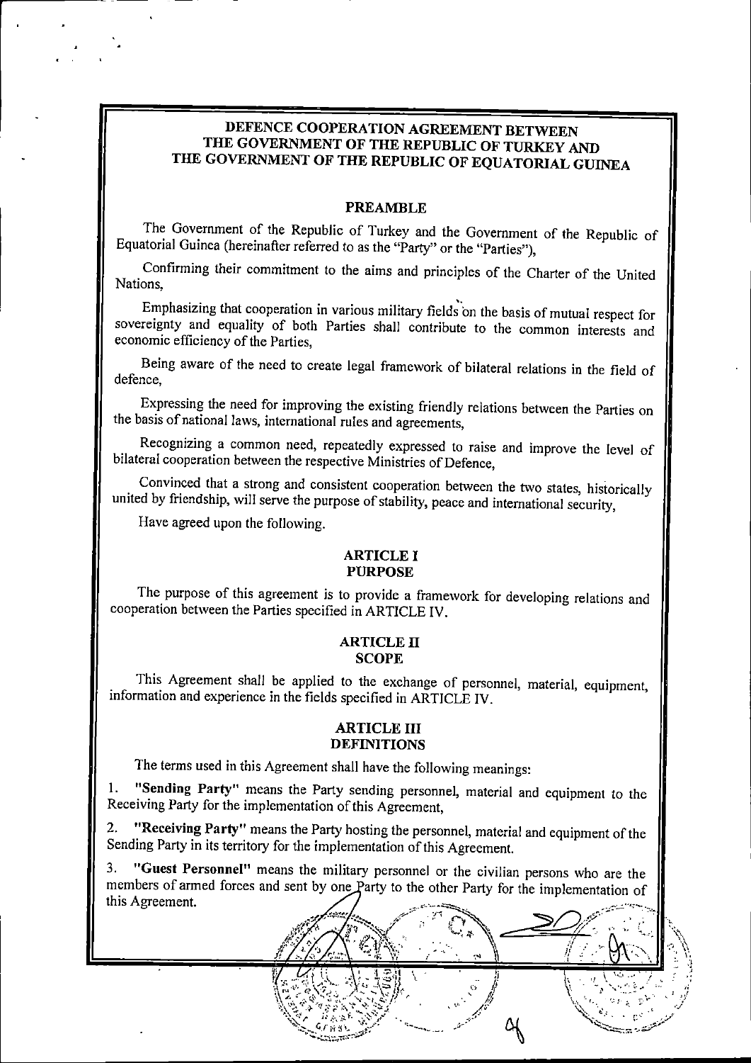# DEFENCE COOPERATION AGREEMENT BETWEEN THE GOVERNMENT OF THE REPUBLIC OF TURKEY AND THE GOVERNMENT OF THE REPUBLIC OF EQUATORIAL GUINEA

## PREAMBLE

The Government of the Republic of Turkey and the Government of the Republic of Equatorial Guinea (hereinafter referred to as the "Party" or the "Parties"),

Confirming their commitment to the aims and principles of the Charter of the United Nations,

Emphasizing that cooperation in various military fields on the basis of mutual respect for sovereignty and equality of both Parties shall contribute to the common interests and economic efficiency of the Parties,

Being aware of the need to create legal framework of bilateral relations in the field of defence,

Expressing the need for improving the existing friendly relations between the Parties on the basis of national laws, international rules and agreements,

Recognizing a common need, repeatedly expressed to raise and improve the level of bilateral cooperation between the respective Ministries of Defence,

Convinced that a strong and consistent cooperation between the two states, historically united by friendship, will serve the purpose of stability, peace and international security,

Have agreed upon the following.

## ARTICLE I
## PURPOSE

The purpose of this agreement is to provide a framework for developing relations and cooperation between the Parties specified in ARTICLE IV.

## ARTICLE II
## SCOPE

This Agreement shall be applied to the exchange of personnel, material, equipment, information and experience in the fields specified in ARTICLE IV.

## ARTICLE III
## DEFINITIONS

The terms used in this Agreement shall have the following meanings:

1. **"Sending Party"** means the Party sending personnel, material and equipment to the Receiving Party for the implementation of this Agreement,

2. **"Receiving Party"** means the Party hosting the personnel, material and equipment of the Sending Party in its territory for the implementation of this Agreement.

3. **"Guest Personnel"** means the military personnel or the civilian persons who are the members of armed forces and sent by one Party to the other Party for the implementation of this Agreement.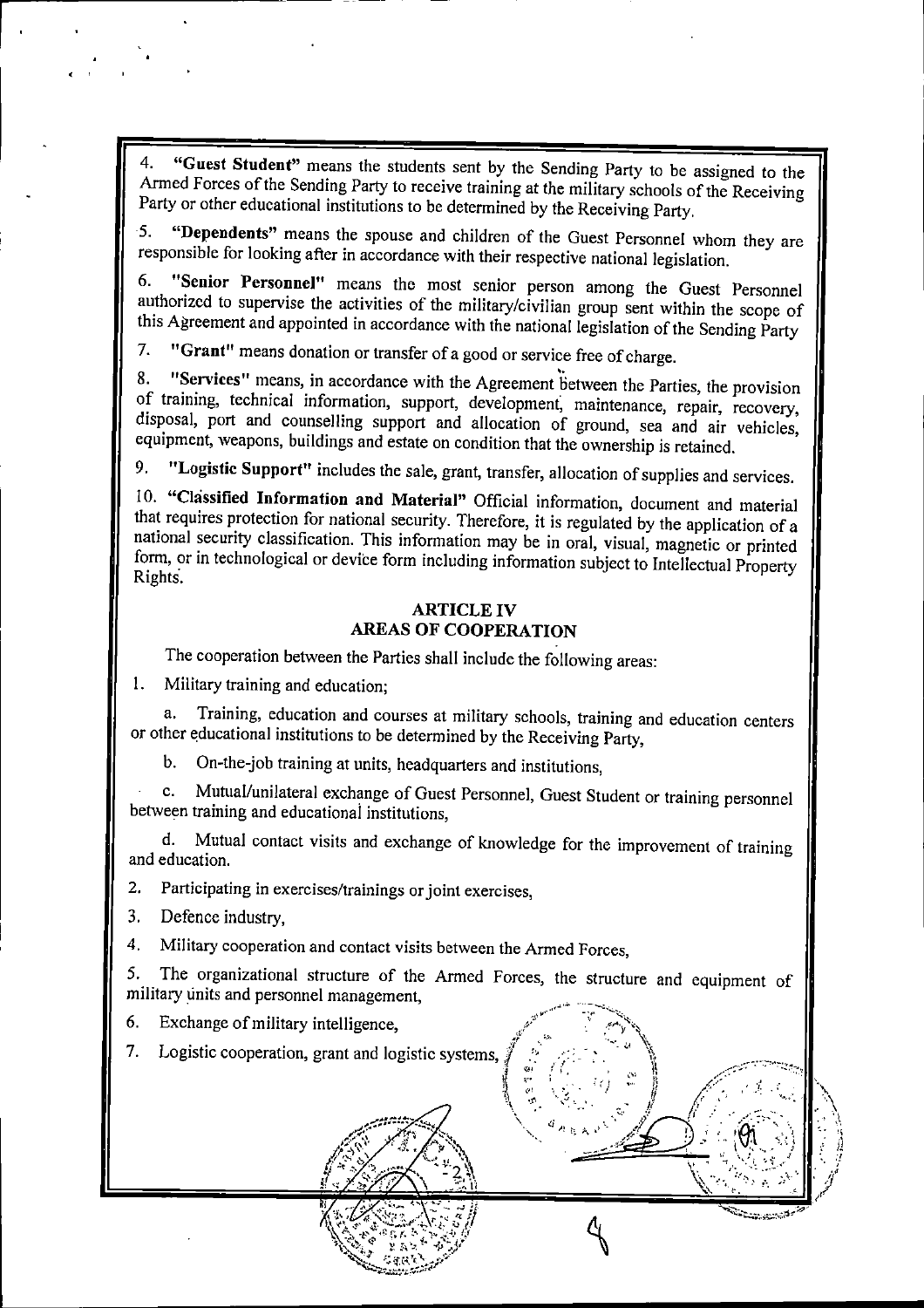4. **"Guest Student"** means the students sent by the Sending Party to be assigned to the Armed Forces of the Sending Party to receive training at the military schools of the Receiving Party or other educational institutions to be determined by the Receiving Party.

5. **"Dependents"** means the spouse and children of the Guest Personnel whom they are responsible for looking after in accordance with their respective national legislation.

6. **"Senior Personnel"** means the most senior person among the Guest Personnel authorized to supervise the activities of the military/civilian group sent within the scope of this Agreement and appointed in accordance with the national legislation of the Sending Party

7. **"Grant"** means donation or transfer of a good or service free of charge.

8. **"Services"** means, in accordance with the Agreement between the Parties, the provision of training, technical information, support, development, maintenance, repair, recovery, disposal, port and counselling support and allocation of ground, sea and air vehicles, equipment, weapons, buildings and estate on condition that the ownership is retained.

9. **"Logistic Support"** includes the sale, grant, transfer, allocation of supplies and services.

10. **"Classified Information and Material"** Official information, document and material that requires protection for national security. Therefore, it is regulated by the application of a national security classification. This information may be in oral, visual, magnetic or printed form, or in technological or device form including information subject to Intellectual Property Rights.

## ARTICLE IV
## AREAS OF COOPERATION

The cooperation between the Parties shall include the following areas:

1. Military training and education;

   a. Training, education and courses at military schools, training and education centers or other educational institutions to be determined by the Receiving Party,

   b. On-the-job training at units, headquarters and institutions,

   c. Mutual/unilateral exchange of Guest Personnel, Guest Student or training personnel between training and educational institutions,

   d. Mutual contact visits and exchange of knowledge for the improvement of training and education.

2. Participating in exercises/trainings or joint exercises,

3. Defence industry,

4. Military cooperation and contact visits between the Armed Forces,

5. The organizational structure of the Armed Forces, the structure and equipment of military units and personnel management,

6. Exchange of military intelligence,

7. Logistic cooperation, grant and logistic systems,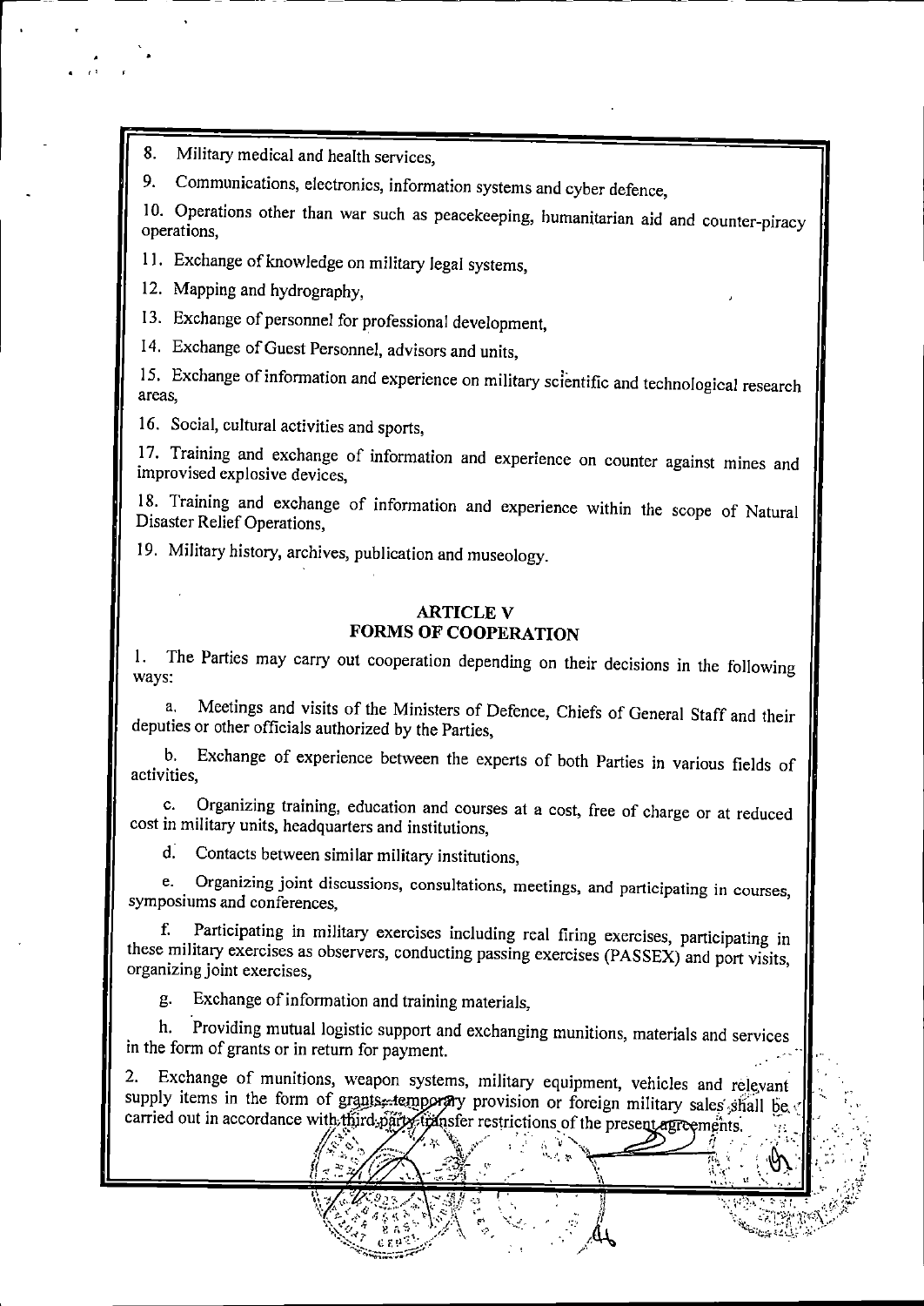8. Military medical and health services,

9. Communications, electronics, information systems and cyber defence,

10. Operations other than war such as peacekeeping, humanitarian aid and counter-piracy operations,

11. Exchange of knowledge on military legal systems,

12. Mapping and hydrography,

13. Exchange of personnel for professional development,

14. Exchange of Guest Personnel, advisors and units,

15. Exchange of information and experience on military scientific and technological research areas,

16. Social, cultural activities and sports,

17. Training and exchange of information and experience on counter against mines and improvised explosive devices,

18. Training and exchange of information and experience within the scope of Natural Disaster Relief Operations,

19. Military history, archives, publication and museology.

## ARTICLE V
## FORMS OF COOPERATION

1. The Parties may carry out cooperation depending on their decisions in the following ways:

a. Meetings and visits of the Ministers of Defence, Chiefs of General Staff and their deputies or other officials authorized by the Parties,

b. Exchange of experience between the experts of both Parties in various fields of activities,

c. Organizing training, education and courses at a cost, free of charge or at reduced cost in military units, headquarters and institutions,

d. Contacts between similar military institutions,

e. Organizing joint discussions, consultations, meetings, and participating in courses, symposiums and conferences,

f. Participating in military exercises including real firing exercises, participating in these military exercises as observers, conducting passing exercises (PASSEX) and port visits, organizing joint exercises,

g. Exchange of information and training materials,

h. Providing mutual logistic support and exchanging munitions, materials and services in the form of grants or in return for payment.

2. Exchange of munitions, weapon systems, military equipment, vehicles and relevant supply items in the form of grants, temporary provision or foreign military sales shall be carried out in accordance with third party transfer restrictions of the present agreements.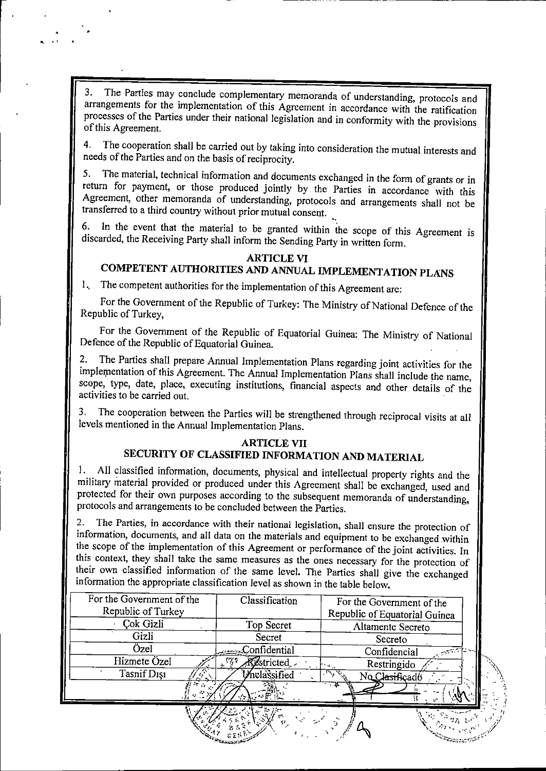3. The Parties may conclude complementary memoranda of understanding, protocols and arrangements for the implementation of this Agreement in accordance with the ratification processes of the Parties under their national legislation and in conformity with the provisions of this Agreement.

4. The cooperation shall be carried out by taking into consideration the mutual interests and needs of the Parties and on the basis of reciprocity.

5. The material, technical information and documents exchanged in the form of grants or in return for payment, or those produced jointly by the Parties in accordance with this Agreement, other memoranda of understanding, protocols and arrangements shall not be transferred to a third country without prior mutual consent.

6. In the event that the material to be granted within the scope of this Agreement is discarded, the Receiving Party shall inform the Sending Party in written form.

## ARTICLE VI
## COMPETENT AUTHORITIES AND ANNUAL IMPLEMENTATION PLANS

1. The competent authorities for the implementation of this Agreement are:

For the Government of the Republic of Turkey: The Ministry of National Defence of the Republic of Turkey,

For the Government of the Republic of Equatorial Guinea: The Ministry of National Defence of the Republic of Equatorial Guinea.

2. The Parties shall prepare Annual Implementation Plans regarding joint activities for the implementation of this Agreement. The Annual Implementation Plans shall include the name, scope, type, date, place, executing institutions, financial aspects and other details of the activities to be carried out.

3. The cooperation between the Parties will be strengthened through reciprocal visits at all levels mentioned in the Annual Implementation Plans.

## ARTICLE VII
## SECURITY OF CLASSIFIED INFORMATION AND MATERIAL

1. All classified information, documents, physical and intellectual property rights and the military material provided or produced under this Agreement shall be exchanged, used and protected for their own purposes according to the subsequent memoranda of understanding, protocols and arrangements to be concluded between the Parties.

2. The Parties, in accordance with their national legislation, shall ensure the protection of information, documents, and all data on the materials and equipment to be exchanged within the scope of the implementation of this Agreement or performance of the joint activities. In this context, they shall take the same measures as the ones necessary for the protection of their own classified information of the same level. The Parties shall give the exchanged information the appropriate classification level as shown in the table below.

| For the Government of the Republic of Turkey | Classification | For the Government of the Republic of Equatorial Guinea |
|---|---|---|
| Çok Gizli | Top Secret | Altamente Secreto |
| Gizli | Secret | Secreto |
| Özel | Confidential | Confidencial |
| Hizmete Özel | Restricted | Restringido |
| Tasnif Dışı | Unclassified | No Clasificado |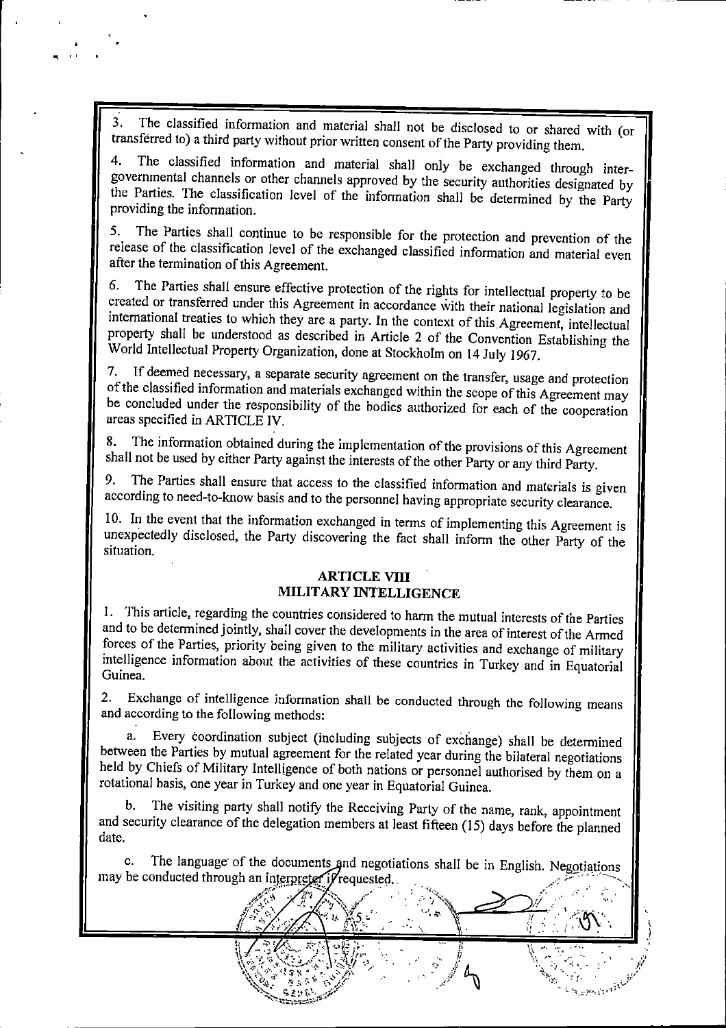3. The classified information and material shall not be disclosed to or shared with (or transferred to) a third party without prior written consent of the Party providing them.

4. The classified information and material shall only be exchanged through inter-governmental channels or other channels approved by the security authorities designated by the Parties. The classification level of the information shall be determined by the Party providing the information.

5. The Parties shall continue to be responsible for the protection and prevention of the release of the classification level of the exchanged classified information and material even after the termination of this Agreement.

6. The Parties shall ensure effective protection of the rights for intellectual property to be created or transferred under this Agreement in accordance with their national legislation and international treaties to which they are a party. In the context of this Agreement, intellectual property shall be understood as described in Article 2 of the Convention Establishing the World Intellectual Property Organization, done at Stockholm on 14 July 1967.

7. If deemed necessary, a separate security agreement on the transfer, usage and protection of the classified information and materials exchanged within the scope of this Agreement may be concluded under the responsibility of the bodies authorized for each of the cooperation areas specified in ARTICLE IV.

8. The information obtained during the implementation of the provisions of this Agreement shall not be used by either Party against the interests of the other Party or any third Party.

9. The Parties shall ensure that access to the classified information and materials is given according to need-to-know basis and to the personnel having appropriate security clearance.

10. In the event that the information exchanged in terms of implementing this Agreement is unexpectedly disclosed, the Party discovering the fact shall inform the other Party of the situation.

## ARTICLE VIII
## MILITARY INTELLIGENCE

1. This article, regarding the countries considered to harm the mutual interests of the Parties and to be determined jointly, shall cover the developments in the area of interest of the Armed forces of the Parties, priority being given to the military activities and exchange of military intelligence information about the activities of these countries in Turkey and in Equatorial Guinea.

2. Exchange of intelligence information shall be conducted through the following means and according to the following methods:

a. Every coordination subject (including subjects of exchange) shall be determined between the Parties by mutual agreement for the related year during the bilateral negotiations held by Chiefs of Military Intelligence of both nations or personnel authorised by them on a rotational basis, one year in Turkey and one year in Equatorial Guinea.

b. The visiting party shall notify the Receiving Party of the name, rank, appointment and security clearance of the delegation members at least fifteen (15) days before the planned date.

c. The language of the documents and negotiations shall be in English. Negotiations may be conducted through an interpreter if requested.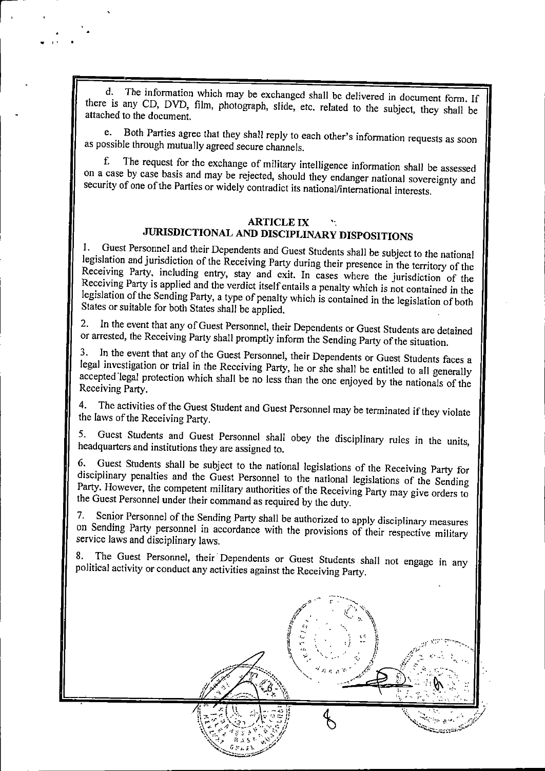d. The information which may be exchanged shall be delivered in document form. If there is any CD, DVD, film, photograph, slide, etc. related to the subject, they shall be attached to the document.

e. Both Parties agree that they shall reply to each other's information requests as soon as possible through mutually agreed secure channels.

f. The request for the exchange of military intelligence information shall be assessed on a case by case basis and may be rejected, should they endanger national sovereignty and security of one of the Parties or widely contradict its national/international interests.

## ARTICLE IX
## JURISDICTIONAL AND DISCIPLINARY DISPOSITIONS

1. Guest Personnel and their Dependents and Guest Students shall be subject to the national legislation and jurisdiction of the Receiving Party during their presence in the territory of the Receiving Party, including entry, stay and exit. In cases where the jurisdiction of the Receiving Party is applied and the verdict itself entails a penalty which is not contained in the legislation of the Sending Party, a type of penalty which is contained in the legislation of both States or suitable for both States shall be applied.

2. In the event that any of Guest Personnel, their Dependents or Guest Students are detained or arrested, the Receiving Party shall promptly inform the Sending Party of the situation.

3. In the event that any of the Guest Personnel, their Dependents or Guest Students faces a legal investigation or trial in the Receiving Party, he or she shall be entitled to all generally accepted legal protection which shall be no less than the one enjoyed by the nationals of the Receiving Party.

4. The activities of the Guest Student and Guest Personnel may be terminated if they violate the laws of the Receiving Party.

5. Guest Students and Guest Personnel shall obey the disciplinary rules in the units, headquarters and institutions they are assigned to.

6. Guest Students shall be subject to the national legislations of the Receiving Party for disciplinary penalties and the Guest Personnel to the national legislations of the Sending Party. However, the competent military authorities of the Receiving Party may give orders to the Guest Personnel under their command as required by the duty.

7. Senior Personnel of the Sending Party shall be authorized to apply disciplinary measures on Sending Party personnel in accordance with the provisions of their respective military service laws and disciplinary laws.

8. The Guest Personnel, their Dependents or Guest Students shall not engage in any political activity or conduct any activities against the Receiving Party.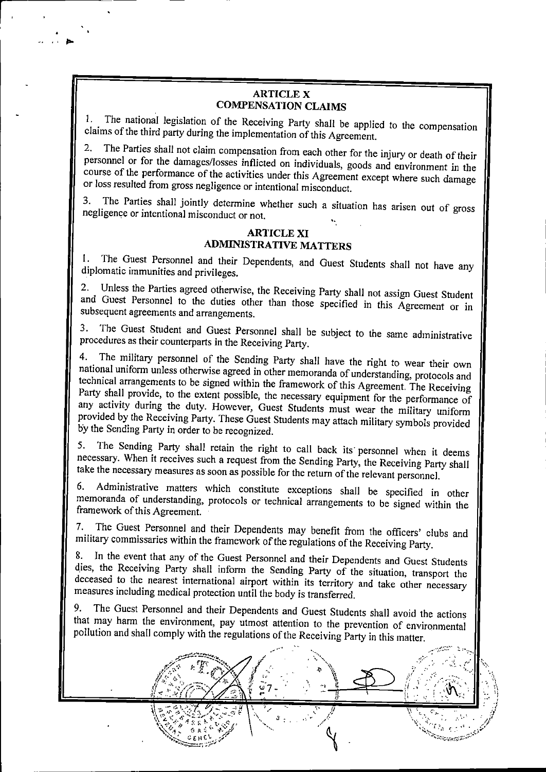## ARTICLE X
## COMPENSATION CLAIMS

1. The national legislation of the Receiving Party shall be applied to the compensation claims of the third party during the implementation of this Agreement.

2. The Parties shall not claim compensation from each other for the injury or death of their personnel or for the damages/losses inflicted on individuals, goods and environment in the course of the performance of the activities under this Agreement except where such damage or loss resulted from gross negligence or intentional misconduct.

3. The Parties shall jointly determine whether such a situation has arisen out of gross negligence or intentional misconduct or not.

## ARTICLE XI
## ADMINISTRATIVE MATTERS

1. The Guest Personnel and their Dependents, and Guest Students shall not have any diplomatic immunities and privileges.

2. Unless the Parties agreed otherwise, the Receiving Party shall not assign Guest Student and Guest Personnel to the duties other than those specified in this Agreement or in subsequent agreements and arrangements.

3. The Guest Student and Guest Personnel shall be subject to the same administrative procedures as their counterparts in the Receiving Party.

4. The military personnel of the Sending Party shall have the right to wear their own national uniform unless otherwise agreed in other memoranda of understanding, protocols and technical arrangements to be signed within the framework of this Agreement. The Receiving Party shall provide, to the extent possible, the necessary equipment for the performance of any activity during the duty. However, Guest Students must wear the military uniform provided by the Receiving Party. These Guest Students may attach military symbols provided by the Sending Party in order to be recognized.

5. The Sending Party shall retain the right to call back its personnel when it deems necessary. When it receives such a request from the Sending Party, the Receiving Party shall take the necessary measures as soon as possible for the return of the relevant personnel.

6. Administrative matters which constitute exceptions shall be specified in other memoranda of understanding, protocols or technical arrangements to be signed within the framework of this Agreement.

7. The Guest Personnel and their Dependents may benefit from the officers' clubs and military commissaries within the framework of the regulations of the Receiving Party.

8. In the event that any of the Guest Personnel and their Dependents and Guest Students dies, the Receiving Party shall inform the Sending Party of the situation, transport the deceased to the nearest international airport within its territory and take other necessary measures including medical protection until the body is transferred.

9. The Guest Personnel and their Dependents and Guest Students shall avoid the actions that may harm the environment, pay utmost attention to the prevention of environmental pollution and shall comply with the regulations of the Receiving Party in this matter.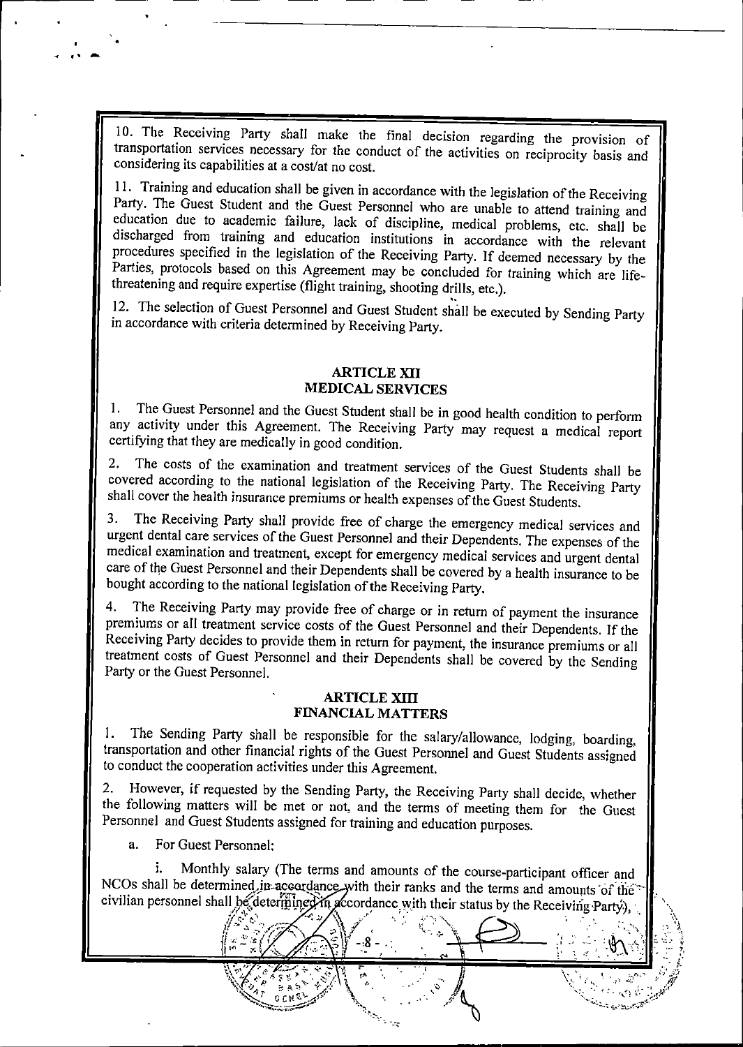10. The Receiving Party shall make the final decision regarding the provision of transportation services necessary for the conduct of the activities on reciprocity basis and considering its capabilities at a cost/at no cost.

11. Training and education shall be given in accordance with the legislation of the Receiving Party. The Guest Student and the Guest Personnel who are unable to attend training and education due to academic failure, lack of discipline, medical problems, etc. shall be discharged from training and education institutions in accordance with the relevant procedures specified in the legislation of the Receiving Party. If deemed necessary by the Parties, protocols based on this Agreement may be concluded for training which are life-threatening and require expertise (flight training, shooting drills, etc.).

12. The selection of Guest Personnel and Guest Student shall be executed by Sending Party in accordance with criteria determined by Receiving Party.

## ARTICLE XII
## MEDICAL SERVICES

1. The Guest Personnel and the Guest Student shall be in good health condition to perform any activity under this Agreement. The Receiving Party may request a medical report certifying that they are medically in good condition.

2. The costs of the examination and treatment services of the Guest Students shall be covered according to the national legislation of the Receiving Party. The Receiving Party shall cover the health insurance premiums or health expenses of the Guest Students.

3. The Receiving Party shall provide free of charge the emergency medical services and urgent dental care services of the Guest Personnel and their Dependents. The expenses of the medical examination and treatment, except for emergency medical services and urgent dental care of the Guest Personnel and their Dependents shall be covered by a health insurance to be bought according to the national legislation of the Receiving Party.

4. The Receiving Party may provide free of charge or in return of payment the insurance premiums or all treatment service costs of the Guest Personnel and their Dependents. If the Receiving Party decides to provide them in return for payment, the insurance premiums or all treatment costs of Guest Personnel and their Dependents shall be covered by the Sending Party or the Guest Personnel.

## ARTICLE XIII
## FINANCIAL MATTERS

1. The Sending Party shall be responsible for the salary/allowance, lodging, boarding, transportation and other financial rights of the Guest Personnel and Guest Students assigned to conduct the cooperation activities under this Agreement.

2. However, if requested by the Sending Party, the Receiving Party shall decide, whether the following matters will be met or not, and the terms of meeting them for the Guest Personnel and Guest Students assigned for training and education purposes.

   a. For Guest Personnel:

      i. Monthly salary (The terms and amounts of the course-participant officer and NCOs shall be determined in accordance with their ranks and the terms and amounts of the civilian personnel shall be determined in accordance with their status by the Receiving Party),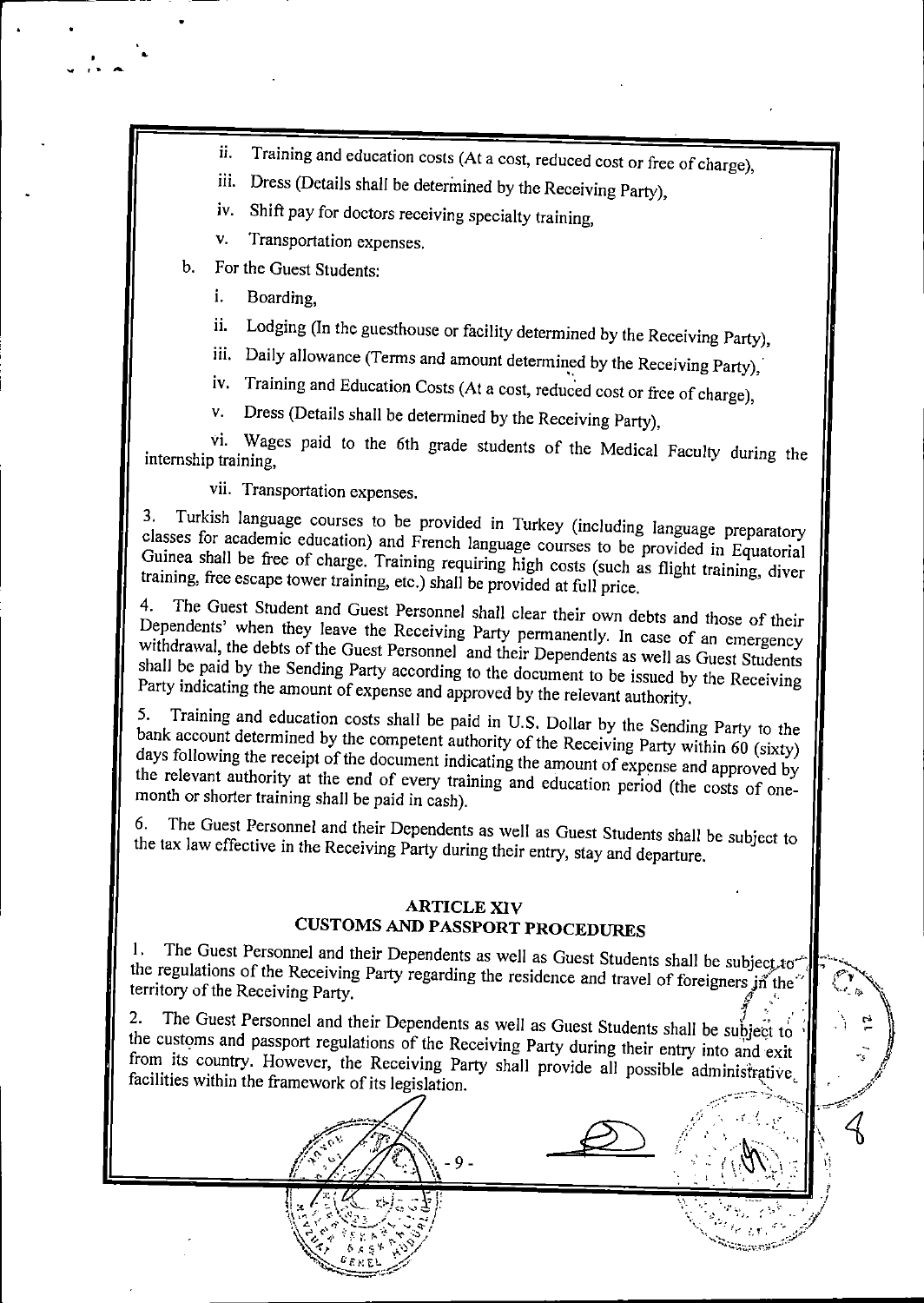ii. Training and education costs (At a cost, reduced cost or free of charge),

  iii. Dress (Details shall be determined by the Receiving Party),

  iv. Shift pay for doctors receiving specialty training,

  v. Transportation expenses.

b. For the Guest Students:

  i. Boarding,

  ii. Lodging (In the guesthouse or facility determined by the Receiving Party),

  iii. Daily allowance (Terms and amount determined by the Receiving Party),

  iv. Training and Education Costs (At a cost, reduced cost or free of charge),

  v. Dress (Details shall be determined by the Receiving Party),

  vi. Wages paid to the 6th grade students of the Medical Faculty during the internship training,

  vii. Transportation expenses.

3. Turkish language courses to be provided in Turkey (including language preparatory classes for academic education) and French language courses to be provided in Equatorial Guinea shall be free of charge. Training requiring high costs (such as flight training, diver training, free escape tower training, etc.) shall be provided at full price.

4. The Guest Student and Guest Personnel shall clear their own debts and those of their Dependents' when they leave the Receiving Party permanently. In case of an emergency withdrawal, the debts of the Guest Personnel and their Dependents as well as Guest Students shall be paid by the Sending Party according to the document to be issued by the Receiving Party indicating the amount of expense and approved by the relevant authority.

5. Training and education costs shall be paid in U.S. Dollar by the Sending Party to the bank account determined by the competent authority of the Receiving Party within 60 (sixty) days following the receipt of the document indicating the amount of expense and approved by the relevant authority at the end of every training and education period (the costs of one-month or shorter training shall be paid in cash).

6. The Guest Personnel and their Dependents as well as Guest Students shall be subject to the tax law effective in the Receiving Party during their entry, stay and departure.

## ARTICLE XIV
## CUSTOMS AND PASSPORT PROCEDURES

1. The Guest Personnel and their Dependents as well as Guest Students shall be subject to the regulations of the Receiving Party regarding the residence and travel of foreigners in the territory of the Receiving Party.

2. The Guest Personnel and their Dependents as well as Guest Students shall be subject to the customs and passport regulations of the Receiving Party during their entry into and exit from its country. However, the Receiving Party shall provide all possible administrative facilities within the framework of its legislation.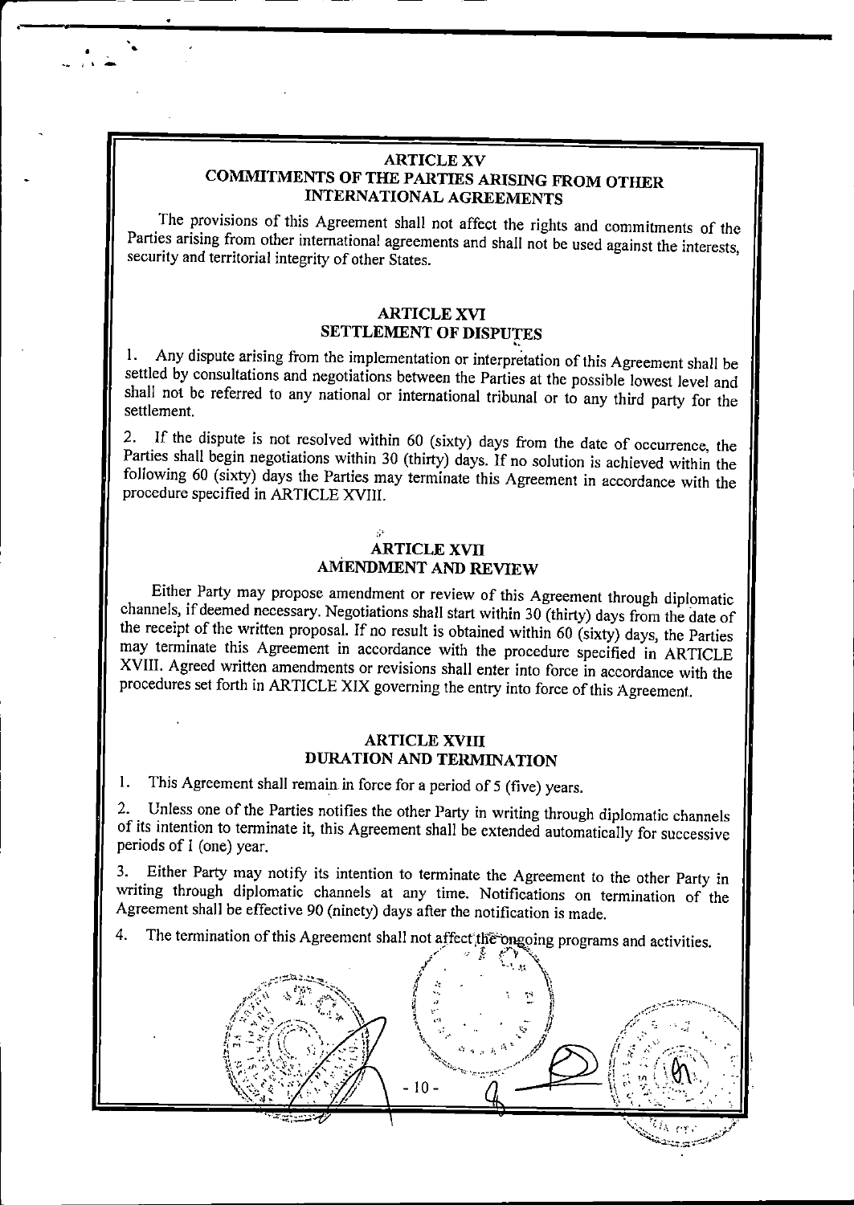## ARTICLE XV
## COMMITMENTS OF THE PARTIES ARISING FROM OTHER INTERNATIONAL AGREEMENTS

The provisions of this Agreement shall not affect the rights and commitments of the Parties arising from other international agreements and shall not be used against the interests, security and territorial integrity of other States.

## ARTICLE XVI
## SETTLEMENT OF DISPUTES

1. Any dispute arising from the implementation or interpretation of this Agreement shall be settled by consultations and negotiations between the Parties at the possible lowest level and shall not be referred to any national or international tribunal or to any third party for the settlement.

2. If the dispute is not resolved within 60 (sixty) days from the date of occurrence, the Parties shall begin negotiations within 30 (thirty) days. If no solution is achieved within the following 60 (sixty) days the Parties may terminate this Agreement in accordance with the procedure specified in ARTICLE XVIII.

## ARTICLE XVII
## AMENDMENT AND REVIEW

Either Party may propose amendment or review of this Agreement through diplomatic channels, if deemed necessary. Negotiations shall start within 30 (thirty) days from the date of the receipt of the written proposal. If no result is obtained within 60 (sixty) days, the Parties may terminate this Agreement in accordance with the procedure specified in ARTICLE XVIII. Agreed written amendments or revisions shall enter into force in accordance with the procedures set forth in ARTICLE XIX governing the entry into force of this Agreement.

## ARTICLE XVIII
## DURATION AND TERMINATION

1. This Agreement shall remain in force for a period of 5 (five) years.

2. Unless one of the Parties notifies the other Party in writing through diplomatic channels of its intention to terminate it, this Agreement shall be extended automatically for successive periods of 1 (one) year.

3. Either Party may notify its intention to terminate the Agreement to the other Party in writing through diplomatic channels at any time. Notifications on termination of the Agreement shall be effective 90 (ninety) days after the notification is made.

4. The termination of this Agreement shall not affect the ongoing programs and activities.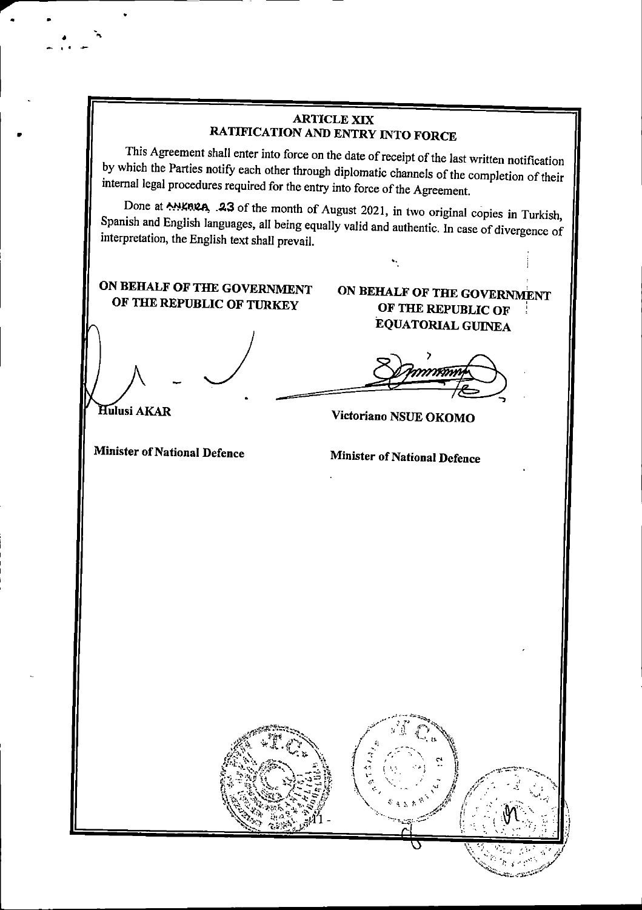## ARTICLE XIX
## RATIFICATION AND ENTRY INTO FORCE

This Agreement shall enter into force on the date of receipt of the last written notification by which the Parties notify each other through diplomatic channels of the completion of their internal legal procedures required for the entry into force of the Agreement.

Done at ANKARA 23 of the month of August 2021, in two original copies in Turkish, Spanish and English languages, all being equally valid and authentic. In case of divergence of interpretation, the English text shall prevail.

| | |
|---|---|
| **ON BEHALF OF THE GOVERNMENT OF THE REPUBLIC OF TURKEY** | **ON BEHALF OF THE GOVERNMENT OF THE REPUBLIC OF EQUATORIAL GUINEA** |
| **Hulusi AKAR** | **Victoriano NSUE OKOMO** |
| **Minister of National Defence** | **Minister of National Defence** |